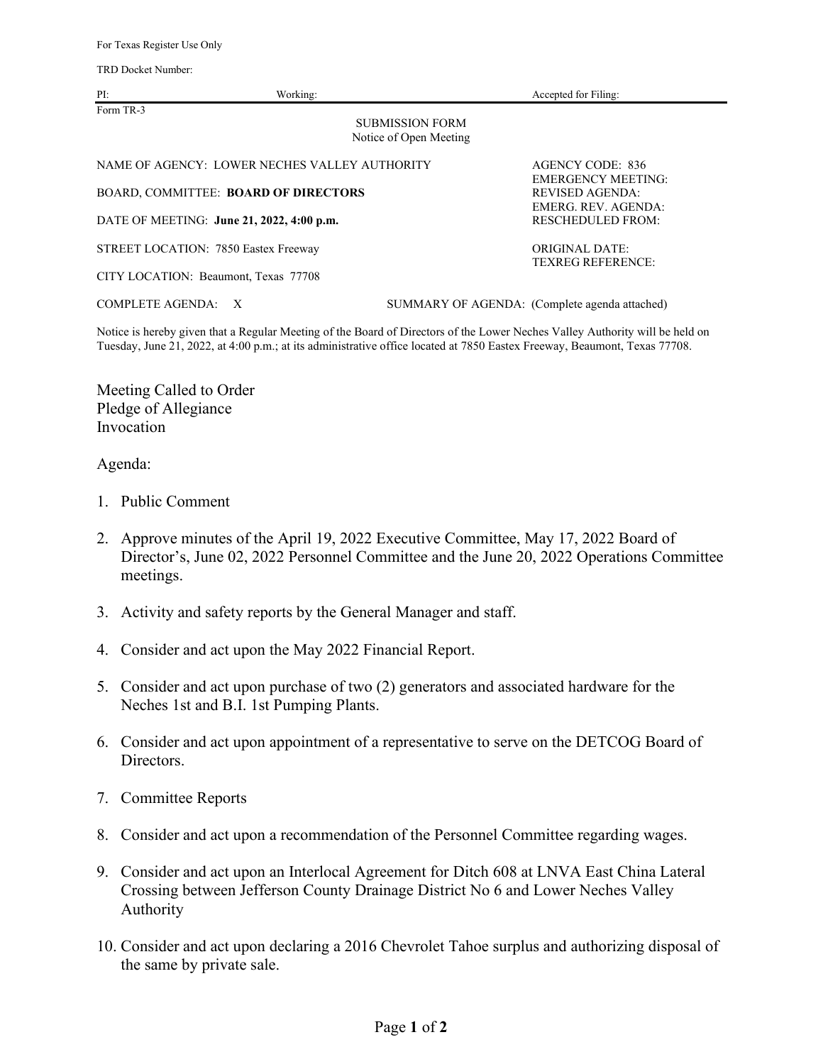For Texas Register Use Only

TRD Docket Number:

PI: Working: Accepted for Filing:

Form TR-3

SUBMISSION FORM
Notice of Open Meeting

NAME OF AGENCY: LOWER NECHES VALLEY AUTHORITY

AGENCY CODE: 836
EMERGENCY MEETING:
REVISED AGENDA:
EMERG. REV. AGENDA:
RESCHEDULED FROM:

BOARD, COMMITTEE: **BOARD OF DIRECTORS**

DATE OF MEETING: **June 21, 2022, 4:00 p.m.**

STREET LOCATION: 7850 Eastex Freeway

ORIGINAL DATE:
TEXREG REFERENCE:

CITY LOCATION: Beaumont, Texas 77708

COMPLETE AGENDA: X SUMMARY OF AGENDA: (Complete agenda attached)

Notice is hereby given that a Regular Meeting of the Board of Directors of the Lower Neches Valley Authority will be held on Tuesday, June 21, 2022, at 4:00 p.m.; at its administrative office located at 7850 Eastex Freeway, Beaumont, Texas 77708.

Meeting Called to Order
Pledge of Allegiance
Invocation

Agenda:

1. Public Comment
2. Approve minutes of the April 19, 2022 Executive Committee, May 17, 2022 Board of Director's, June 02, 2022 Personnel Committee and the June 20, 2022 Operations Committee meetings.
3. Activity and safety reports by the General Manager and staff.
4. Consider and act upon the May 2022 Financial Report.
5. Consider and act upon purchase of two (2) generators and associated hardware for the Neches 1st and B.I. 1st Pumping Plants.
6. Consider and act upon appointment of a representative to serve on the DETCOG Board of Directors.
7. Committee Reports
8. Consider and act upon a recommendation of the Personnel Committee regarding wages.
9. Consider and act upon an Interlocal Agreement for Ditch 608 at LNVA East China Lateral Crossing between Jefferson County Drainage District No 6 and Lower Neches Valley Authority
10. Consider and act upon declaring a 2016 Chevrolet Tahoe surplus and authorizing disposal of the same by private sale.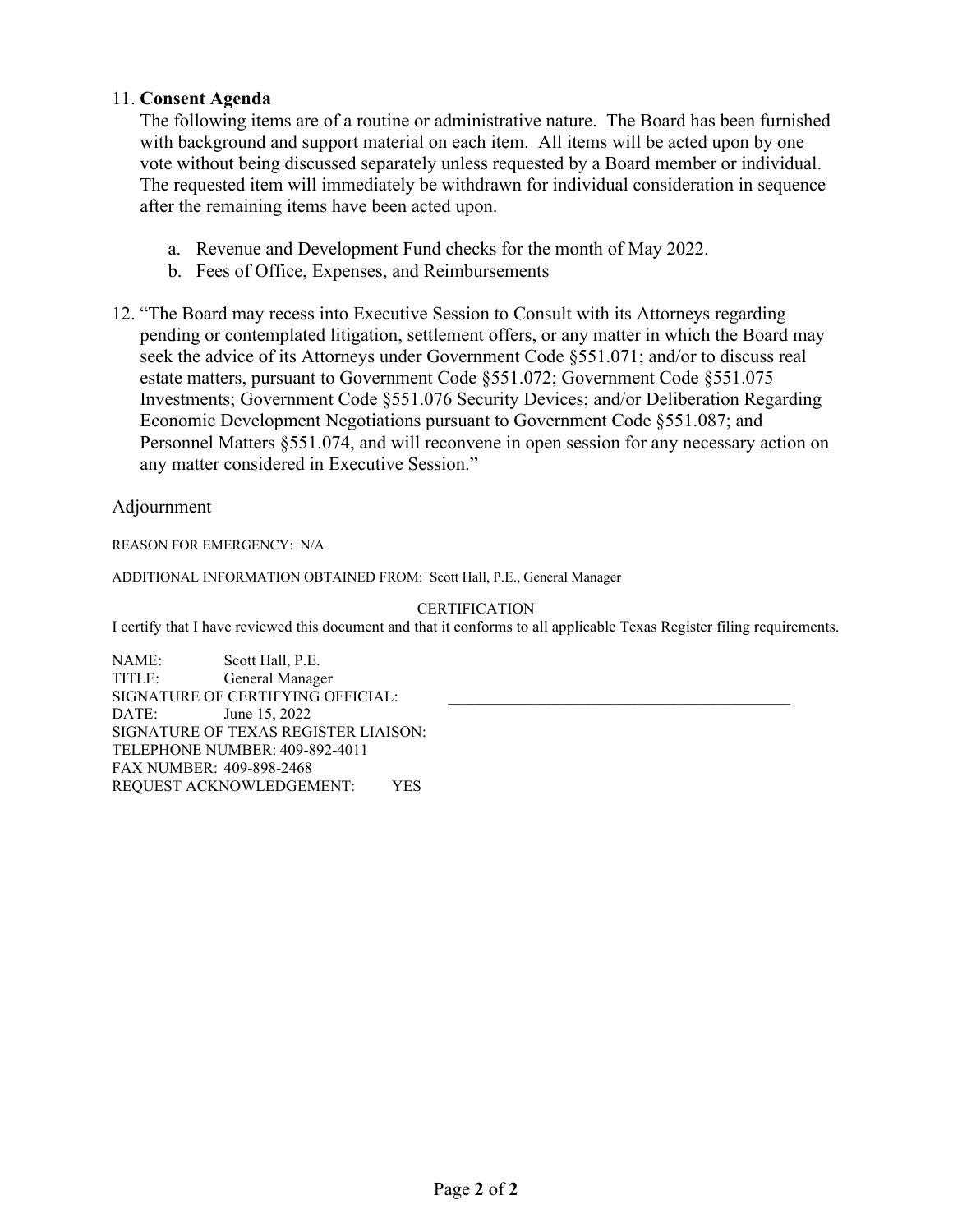11. **Consent Agenda**

    The following items are of a routine or administrative nature. The Board has been furnished with background and support material on each item. All items will be acted upon by one vote without being discussed separately unless requested by a Board member or individual. The requested item will immediately be withdrawn for individual consideration in sequence after the remaining items have been acted upon.

    a. Revenue and Development Fund checks for the month of May 2022.
    b. Fees of Office, Expenses, and Reimbursements

12. "The Board may recess into Executive Session to Consult with its Attorneys regarding pending or contemplated litigation, settlement offers, or any matter in which the Board may seek the advice of its Attorneys under Government Code §551.071; and/or to discuss real estate matters, pursuant to Government Code §551.072; Government Code §551.075 Investments; Government Code §551.076 Security Devices; and/or Deliberation Regarding Economic Development Negotiations pursuant to Government Code §551.087; and Personnel Matters §551.074, and will reconvene in open session for any necessary action on any matter considered in Executive Session."

Adjournment

REASON FOR EMERGENCY: N/A

ADDITIONAL INFORMATION OBTAINED FROM: Scott Hall, P.E., General Manager

CERTIFICATION

I certify that I have reviewed this document and that it conforms to all applicable Texas Register filing requirements.

NAME: Scott Hall, P.E.
TITLE: General Manager
SIGNATURE OF CERTIFYING OFFICIAL: ____________________________________________
DATE: June 15, 2022
SIGNATURE OF TEXAS REGISTER LIAISON:
TELEPHONE NUMBER: 409-892-4011
FAX NUMBER: 409-898-2468
REQUEST ACKNOWLEDGEMENT: YES